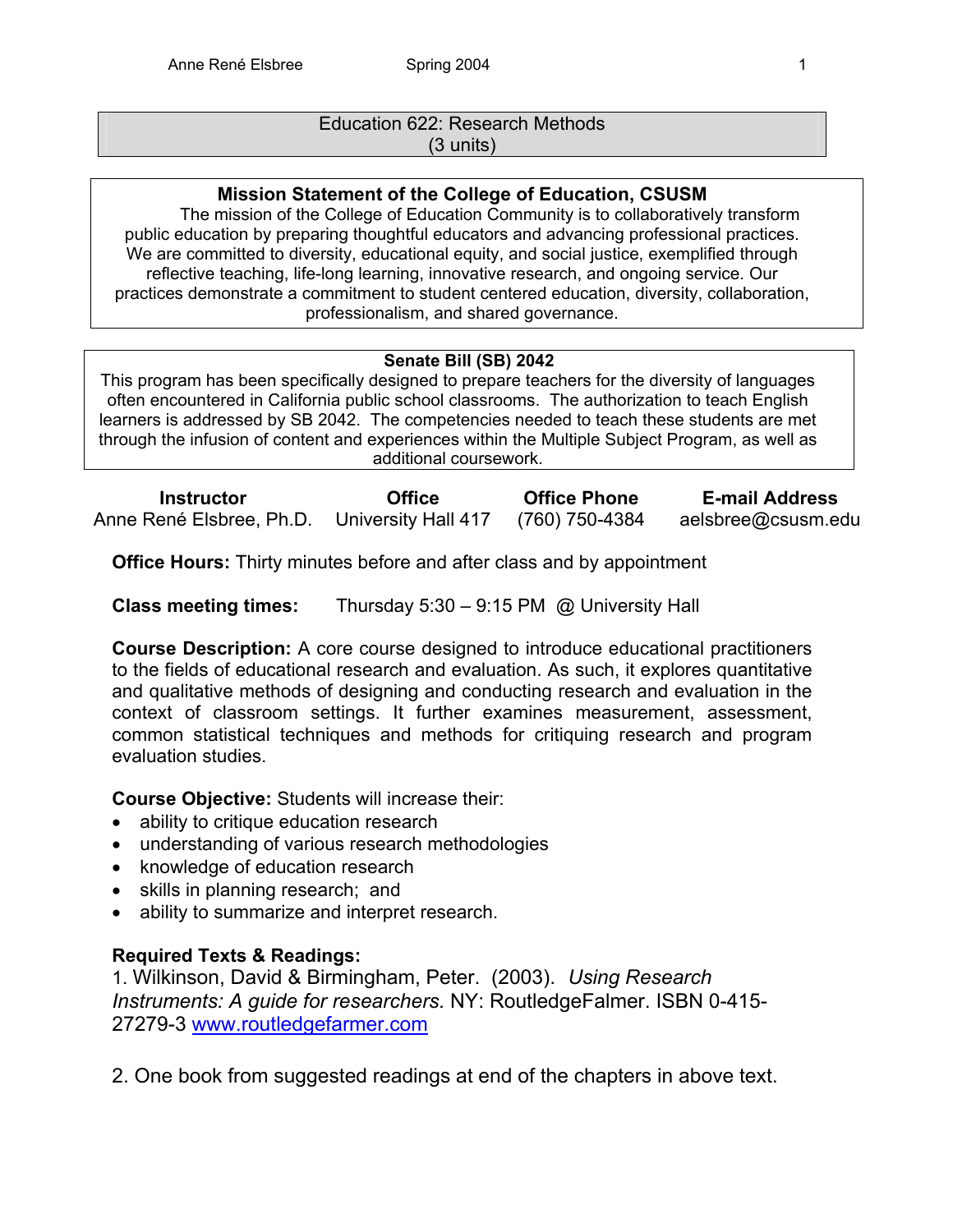# Education 622: Research Methods
(3 units)

**Mission Statement of the College of Education, CSUSM**

The mission of the College of Education Community is to collaboratively transform public education by preparing thoughtful educators and advancing professional practices. We are committed to diversity, educational equity, and social justice, exemplified through reflective teaching, life-long learning, innovative research, and ongoing service. Our practices demonstrate a commitment to student centered education, diversity, collaboration, professionalism, and shared governance.

**Senate Bill (SB) 2042**

This program has been specifically designed to prepare teachers for the diversity of languages often encountered in California public school classrooms. The authorization to teach English learners is addressed by SB 2042. The competencies needed to teach these students are met through the infusion of content and experiences within the Multiple Subject Program, as well as additional coursework.

| Instructor | Office | Office Phone | E-mail Address |
|---|---|---|---|
| Anne René Elsbree, Ph.D. | University Hall 417 | (760) 750-4384 | aelsbree@csusm.edu |

**Office Hours:** Thirty minutes before and after class and by appointment

**Class meeting times:** Thursday 5:30 – 9:15 PM @ University Hall

**Course Description:** A core course designed to introduce educational practitioners to the fields of educational research and evaluation. As such, it explores quantitative and qualitative methods of designing and conducting research and evaluation in the context of classroom settings. It further examines measurement, assessment, common statistical techniques and methods for critiquing research and program evaluation studies.

**Course Objective:** Students will increase their:

- ability to critique education research
- understanding of various research methodologies
- knowledge of education research
- skills in planning research; and
- ability to summarize and interpret research.

**Required Texts & Readings:**

1. Wilkinson, David & Birmingham, Peter. (2003). *Using Research Instruments: A guide for researchers.* NY: RoutledgeFalmer. ISBN 0-415-27279-3 www.routledgefarmer.com

2. One book from suggested readings at end of the chapters in above text.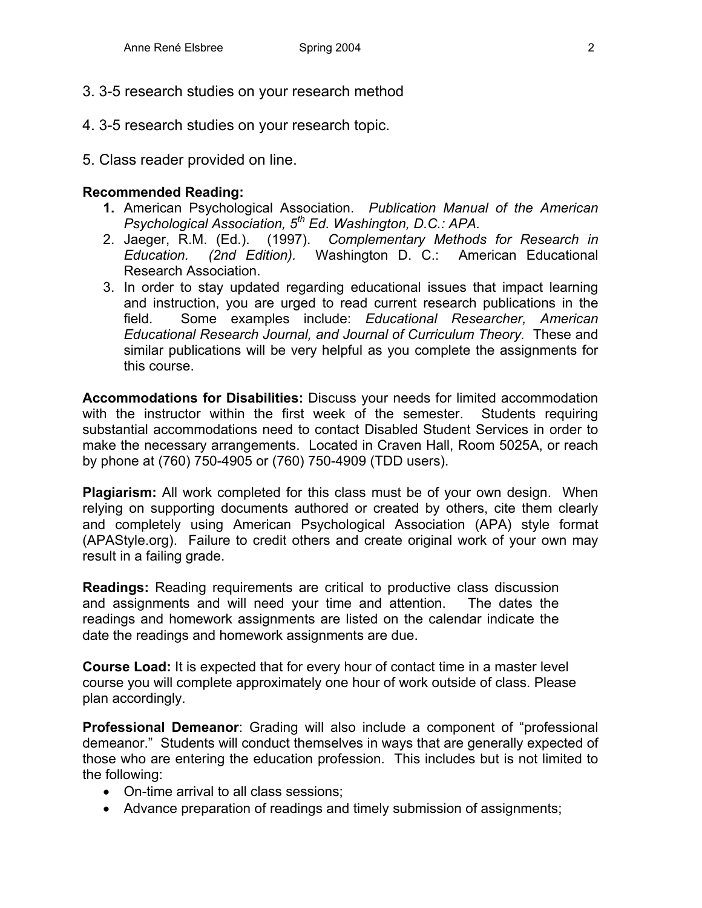3. 3-5 research studies on your research method

4. 3-5 research studies on your research topic.

5. Class reader provided on line.

**Recommended Reading:**

1. American Psychological Association. *Publication Manual of the American Psychological Association, 5th Ed. Washington, D.C.: APA.*
2. Jaeger, R.M. (Ed.). (1997). *Complementary Methods for Research in Education. (2nd Edition).* Washington D. C.: American Educational Research Association.
3. In order to stay updated regarding educational issues that impact learning and instruction, you are urged to read current research publications in the field. Some examples include: *Educational Researcher, American Educational Research Journal, and Journal of Curriculum Theory.* These and similar publications will be very helpful as you complete the assignments for this course.

**Accommodations for Disabilities:** Discuss your needs for limited accommodation with the instructor within the first week of the semester. Students requiring substantial accommodations need to contact Disabled Student Services in order to make the necessary arrangements. Located in Craven Hall, Room 5025A, or reach by phone at (760) 750-4905 or (760) 750-4909 (TDD users).

**Plagiarism:** All work completed for this class must be of your own design. When relying on supporting documents authored or created by others, cite them clearly and completely using American Psychological Association (APA) style format (APAStyle.org). Failure to credit others and create original work of your own may result in a failing grade.

**Readings:** Reading requirements are critical to productive class discussion and assignments and will need your time and attention. The dates the readings and homework assignments are listed on the calendar indicate the date the readings and homework assignments are due.

**Course Load:** It is expected that for every hour of contact time in a master level course you will complete approximately one hour of work outside of class. Please plan accordingly.

**Professional Demeanor**: Grading will also include a component of "professional demeanor." Students will conduct themselves in ways that are generally expected of those who are entering the education profession. This includes but is not limited to the following:

- On-time arrival to all class sessions;
- Advance preparation of readings and timely submission of assignments;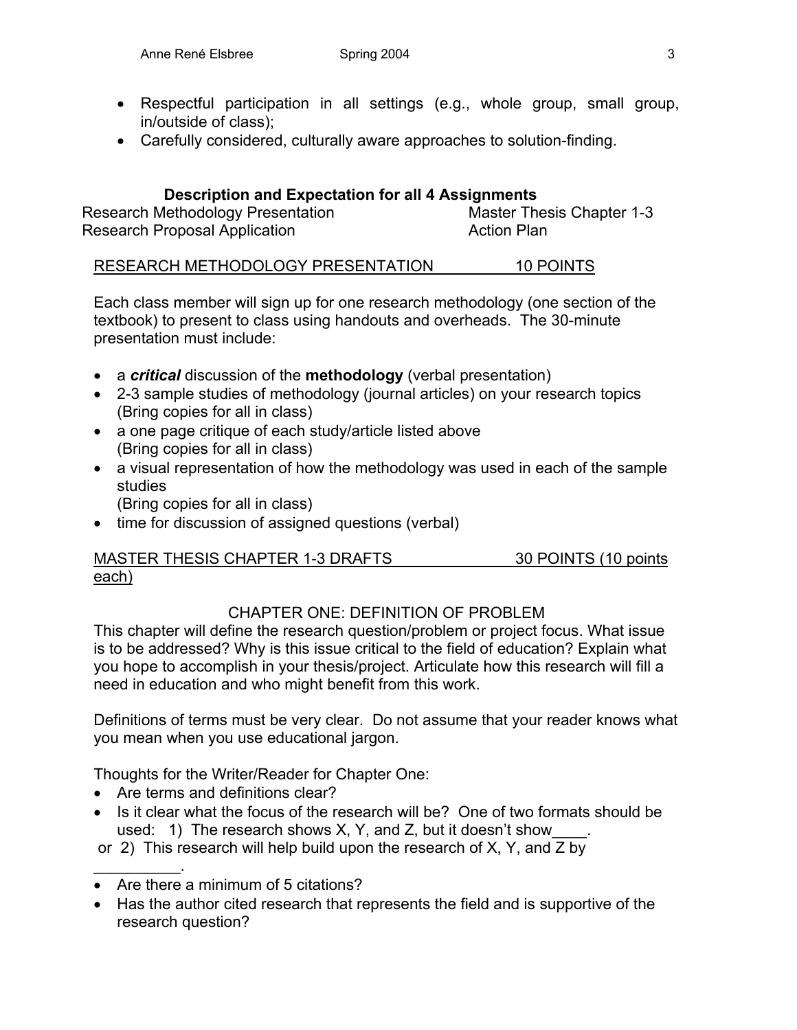- Respectful participation in all settings (e.g., whole group, small group, in/outside of class);
- Carefully considered, culturally aware approaches to solution-finding.

### Description and Expectation for all 4 Assignments

| | |
|---|---|
| Research Methodology Presentation | Master Thesis Chapter 1-3 |
| Research Proposal Application | Action Plan |

RESEARCH METHODOLOGY PRESENTATION 10 POINTS

Each class member will sign up for one research methodology (one section of the textbook) to present to class using handouts and overheads. The 30-minute presentation must include:

- a ***critical*** discussion of the **methodology** (verbal presentation)
- 2-3 sample studies of methodology (journal articles) on your research topics (Bring copies for all in class)
- a one page critique of each study/article listed above (Bring copies for all in class)
- a visual representation of how the methodology was used in each of the sample studies (Bring copies for all in class)
- time for discussion of assigned questions (verbal)

MASTER THESIS CHAPTER 1-3 DRAFTS 30 POINTS (10 points each)

CHAPTER ONE: DEFINITION OF PROBLEM

This chapter will define the research question/problem or project focus. What issue is to be addressed? Why is this issue critical to the field of education? Explain what you hope to accomplish in your thesis/project. Articulate how this research will fill a need in education and who might benefit from this work.

Definitions of terms must be very clear. Do not assume that your reader knows what you mean when you use educational jargon.

Thoughts for the Writer/Reader for Chapter One:

- Are terms and definitions clear?
- Is it clear what the focus of the research will be? One of two formats should be used: 1) The research shows X, Y, and Z, but it doesn't show____.
  or 2) This research will help build upon the research of X, Y, and Z by _________.
- Are there a minimum of 5 citations?
- Has the author cited research that represents the field and is supportive of the research question?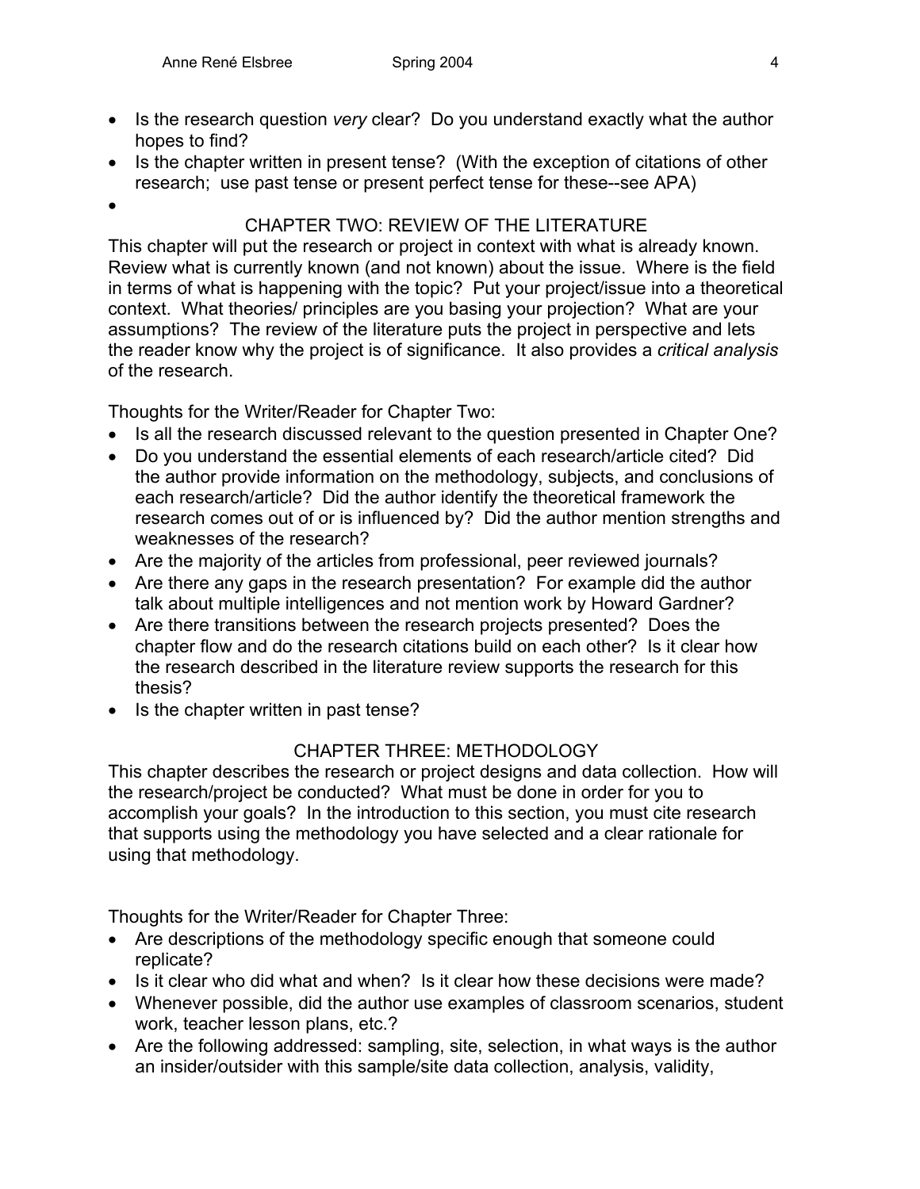- Is the research question *very* clear? Do you understand exactly what the author hopes to find?
- Is the chapter written in present tense? (With the exception of citations of other research; use past tense or present perfect tense for these--see APA)
-

## CHAPTER TWO: REVIEW OF THE LITERATURE

This chapter will put the research or project in context with what is already known. Review what is currently known (and not known) about the issue. Where is the field in terms of what is happening with the topic? Put your project/issue into a theoretical context. What theories/ principles are you basing your projection? What are your assumptions? The review of the literature puts the project in perspective and lets the reader know why the project is of significance. It also provides a *critical analysis* of the research.

Thoughts for the Writer/Reader for Chapter Two:

- Is all the research discussed relevant to the question presented in Chapter One?
- Do you understand the essential elements of each research/article cited? Did the author provide information on the methodology, subjects, and conclusions of each research/article? Did the author identify the theoretical framework the research comes out of or is influenced by? Did the author mention strengths and weaknesses of the research?
- Are the majority of the articles from professional, peer reviewed journals?
- Are there any gaps in the research presentation? For example did the author talk about multiple intelligences and not mention work by Howard Gardner?
- Are there transitions between the research projects presented? Does the chapter flow and do the research citations build on each other? Is it clear how the research described in the literature review supports the research for this thesis?
- Is the chapter written in past tense?

## CHAPTER THREE: METHODOLOGY

This chapter describes the research or project designs and data collection. How will the research/project be conducted? What must be done in order for you to accomplish your goals? In the introduction to this section, you must cite research that supports using the methodology you have selected and a clear rationale for using that methodology.

Thoughts for the Writer/Reader for Chapter Three:

- Are descriptions of the methodology specific enough that someone could replicate?
- Is it clear who did what and when? Is it clear how these decisions were made?
- Whenever possible, did the author use examples of classroom scenarios, student work, teacher lesson plans, etc.?
- Are the following addressed: sampling, site, selection, in what ways is the author an insider/outsider with this sample/site data collection, analysis, validity,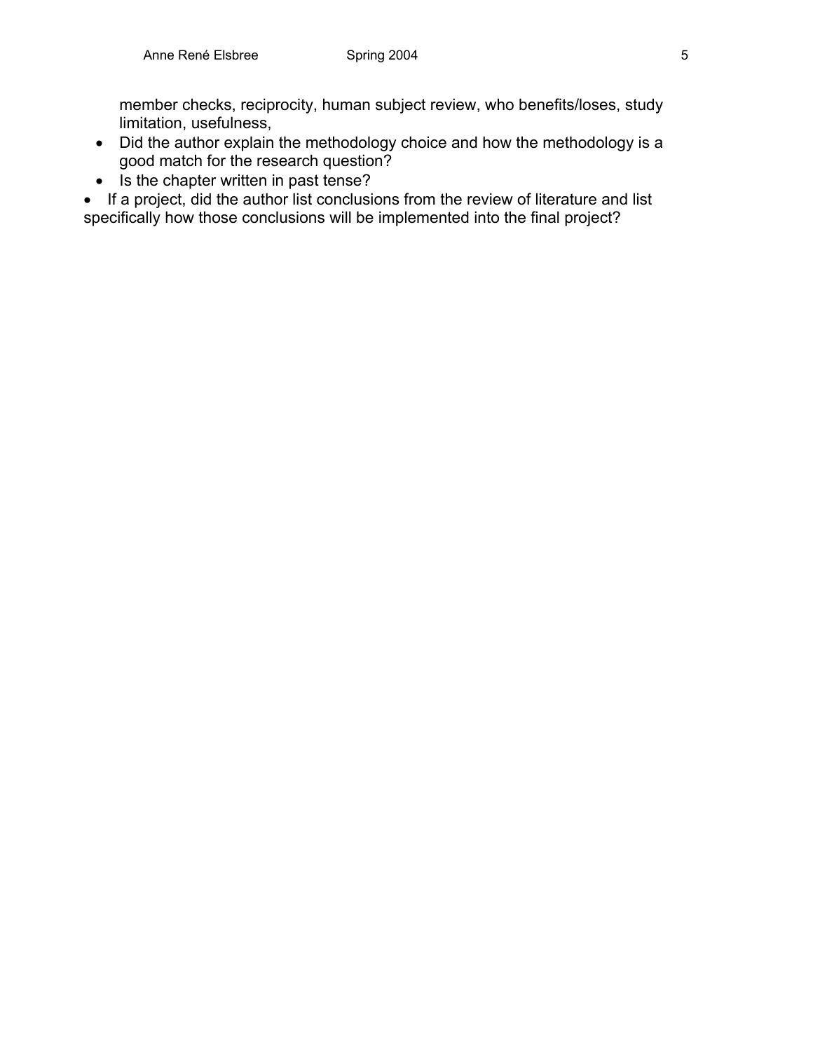member checks, reciprocity, human subject review, who benefits/loses, study limitation, usefulness,

- Did the author explain the methodology choice and how the methodology is a good match for the research question?
- Is the chapter written in past tense?
- If a project, did the author list conclusions from the review of literature and list specifically how those conclusions will be implemented into the final project?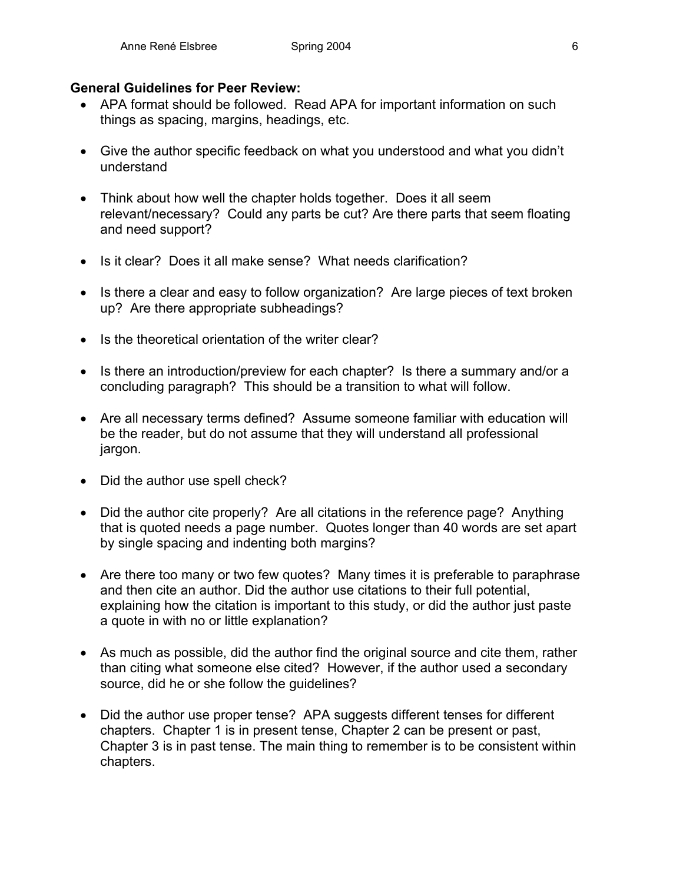**General Guidelines for Peer Review:**

- APA format should be followed. Read APA for important information on such things as spacing, margins, headings, etc.

- Give the author specific feedback on what you understood and what you didn't understand

- Think about how well the chapter holds together. Does it all seem relevant/necessary? Could any parts be cut? Are there parts that seem floating and need support?

- Is it clear? Does it all make sense? What needs clarification?

- Is there a clear and easy to follow organization? Are large pieces of text broken up? Are there appropriate subheadings?

- Is the theoretical orientation of the writer clear?

- Is there an introduction/preview for each chapter? Is there a summary and/or a concluding paragraph? This should be a transition to what will follow.

- Are all necessary terms defined? Assume someone familiar with education will be the reader, but do not assume that they will understand all professional jargon.

- Did the author use spell check?

- Did the author cite properly? Are all citations in the reference page? Anything that is quoted needs a page number. Quotes longer than 40 words are set apart by single spacing and indenting both margins?

- Are there too many or two few quotes? Many times it is preferable to paraphrase and then cite an author. Did the author use citations to their full potential, explaining how the citation is important to this study, or did the author just paste a quote in with no or little explanation?

- As much as possible, did the author find the original source and cite them, rather than citing what someone else cited? However, if the author used a secondary source, did he or she follow the guidelines?

- Did the author use proper tense? APA suggests different tenses for different chapters. Chapter 1 is in present tense, Chapter 2 can be present or past, Chapter 3 is in past tense. The main thing to remember is to be consistent within chapters.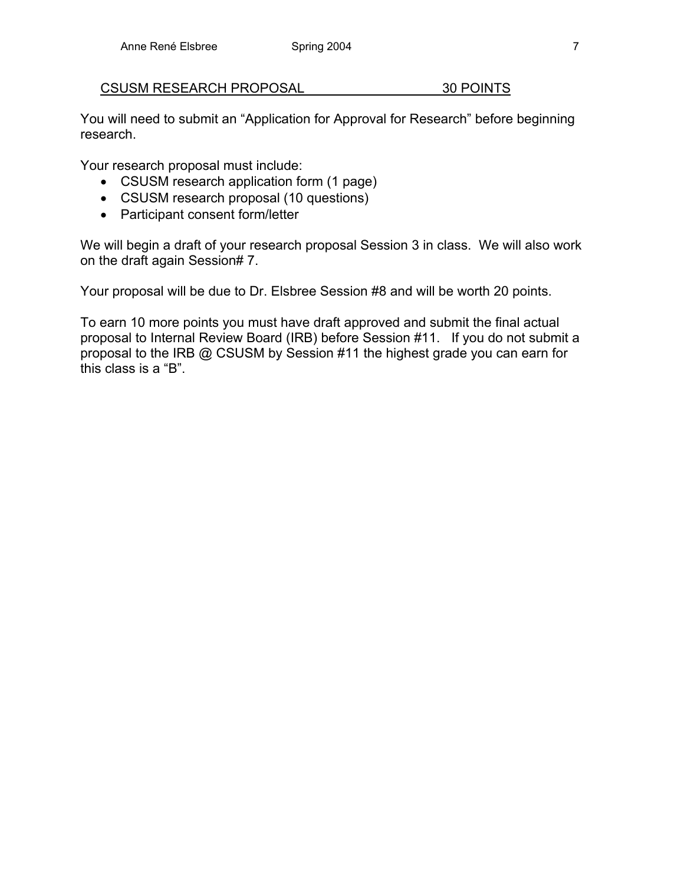## CSUSM RESEARCH PROPOSAL 30 POINTS

You will need to submit an "Application for Approval for Research" before beginning research.

Your research proposal must include:

- CSUSM research application form (1 page)
- CSUSM research proposal (10 questions)
- Participant consent form/letter

We will begin a draft of your research proposal Session 3 in class. We will also work on the draft again Session# 7.

Your proposal will be due to Dr. Elsbree Session #8 and will be worth 20 points.

To earn 10 more points you must have draft approved and submit the final actual proposal to Internal Review Board (IRB) before Session #11. If you do not submit a proposal to the IRB @ CSUSM by Session #11 the highest grade you can earn for this class is a "B".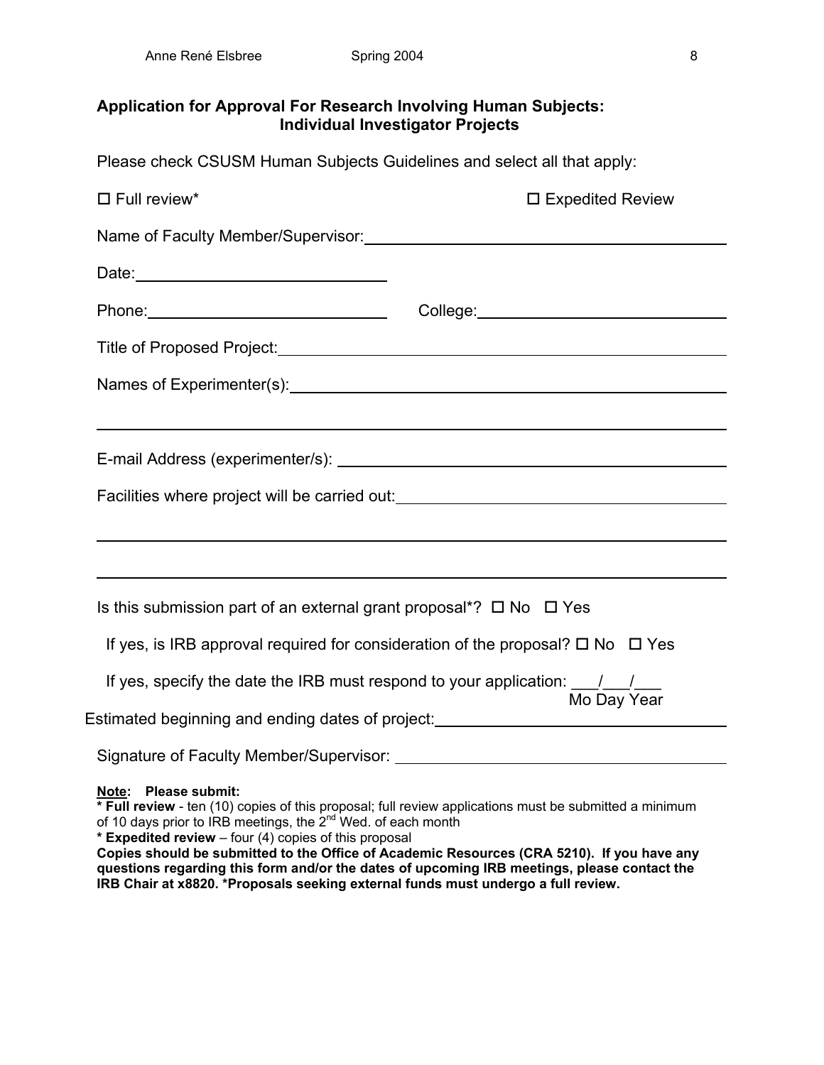## Application for Approval For Research Involving Human Subjects: Individual Investigator Projects

Please check CSUSM Human Subjects Guidelines and select all that apply:

☐ Full review* ☐ Expedited Review

Name of Faculty Member/Supervisor: ______________________________

Date: ______________________________

Phone: ______________________________ College: ______________________________

Title of Proposed Project: ______________________________

Names of Experimenter(s): ______________________________

______________________________

E-mail Address (experimenter/s): ______________________________

Facilities where project will be carried out: ______________________________

______________________________

______________________________

Is this submission part of an external grant proposal*? ☐ No ☐ Yes

If yes, is IRB approval required for consideration of the proposal? ☐ No ☐ Yes

If yes, specify the date the IRB must respond to your application: ___/___/___
Mo Day Year

Estimated beginning and ending dates of project: ______________________________

Signature of Faculty Member/Supervisor: ______________________________

**Note: Please submit:**
* **Full review** - ten (10) copies of this proposal; full review applications must be submitted a minimum of 10 days prior to IRB meetings, the 2nd Wed. of each month
* **Expedited review** – four (4) copies of this proposal

**Copies should be submitted to the Office of Academic Resources (CRA 5210). If you have any questions regarding this form and/or the dates of upcoming IRB meetings, please contact the IRB Chair at x8820. *Proposals seeking external funds must undergo a full review.**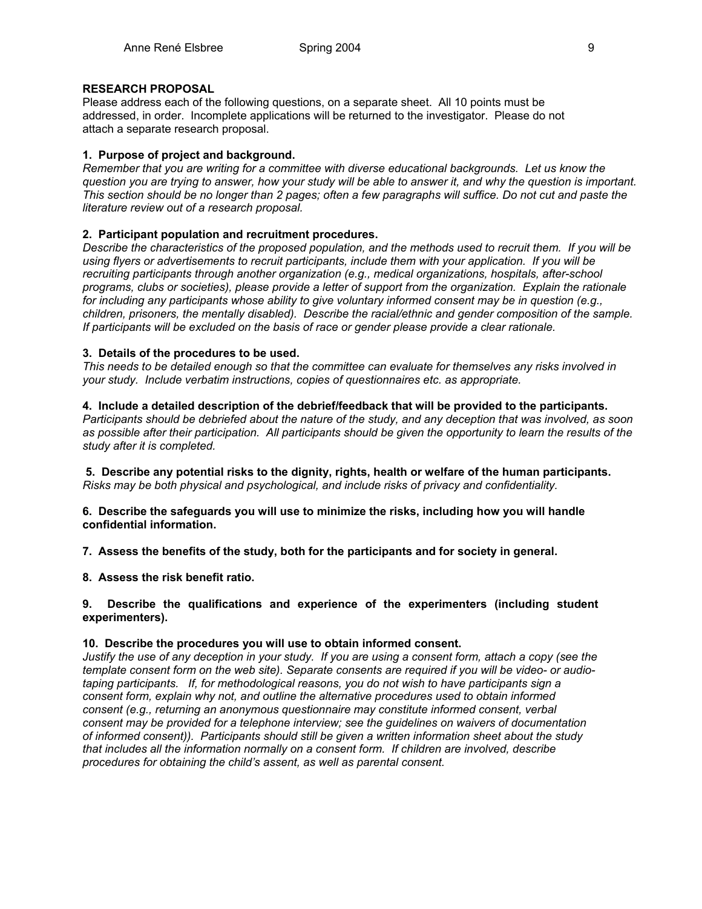**RESEARCH PROPOSAL**

Please address each of the following questions, on a separate sheet. All 10 points must be addressed, in order. Incomplete applications will be returned to the investigator. Please do not attach a separate research proposal.

**1. Purpose of project and background.**

*Remember that you are writing for a committee with diverse educational backgrounds. Let us know the question you are trying to answer, how your study will be able to answer it, and why the question is important. This section should be no longer than 2 pages; often a few paragraphs will suffice. Do not cut and paste the literature review out of a research proposal.*

**2. Participant population and recruitment procedures.**

*Describe the characteristics of the proposed population, and the methods used to recruit them. If you will be using flyers or advertisements to recruit participants, include them with your application. If you will be recruiting participants through another organization (e.g., medical organizations, hospitals, after-school programs, clubs or societies), please provide a letter of support from the organization. Explain the rationale for including any participants whose ability to give voluntary informed consent may be in question (e.g., children, prisoners, the mentally disabled). Describe the racial/ethnic and gender composition of the sample. If participants will be excluded on the basis of race or gender please provide a clear rationale.*

**3. Details of the procedures to be used.**

*This needs to be detailed enough so that the committee can evaluate for themselves any risks involved in your study. Include verbatim instructions, copies of questionnaires etc. as appropriate.*

**4. Include a detailed description of the debrief/feedback that will be provided to the participants.**

*Participants should be debriefed about the nature of the study, and any deception that was involved, as soon as possible after their participation. All participants should be given the opportunity to learn the results of the study after it is completed.*

**5. Describe any potential risks to the dignity, rights, health or welfare of the human participants.**

*Risks may be both physical and psychological, and include risks of privacy and confidentiality.*

**6. Describe the safeguards you will use to minimize the risks, including how you will handle confidential information.**

**7. Assess the benefits of the study, both for the participants and for society in general.**

**8. Assess the risk benefit ratio.**

**9. Describe the qualifications and experience of the experimenters (including student experimenters).**

**10. Describe the procedures you will use to obtain informed consent.**

*Justify the use of any deception in your study. If you are using a consent form, attach a copy (see the template consent form on the web site). Separate consents are required if you will be video- or audio-taping participants. If, for methodological reasons, you do not wish to have participants sign a consent form, explain why not, and outline the alternative procedures used to obtain informed consent (e.g., returning an anonymous questionnaire may constitute informed consent, verbal consent may be provided for a telephone interview; see the guidelines on waivers of documentation of informed consent)). Participants should still be given a written information sheet about the study that includes all the information normally on a consent form. If children are involved, describe procedures for obtaining the child's assent, as well as parental consent.*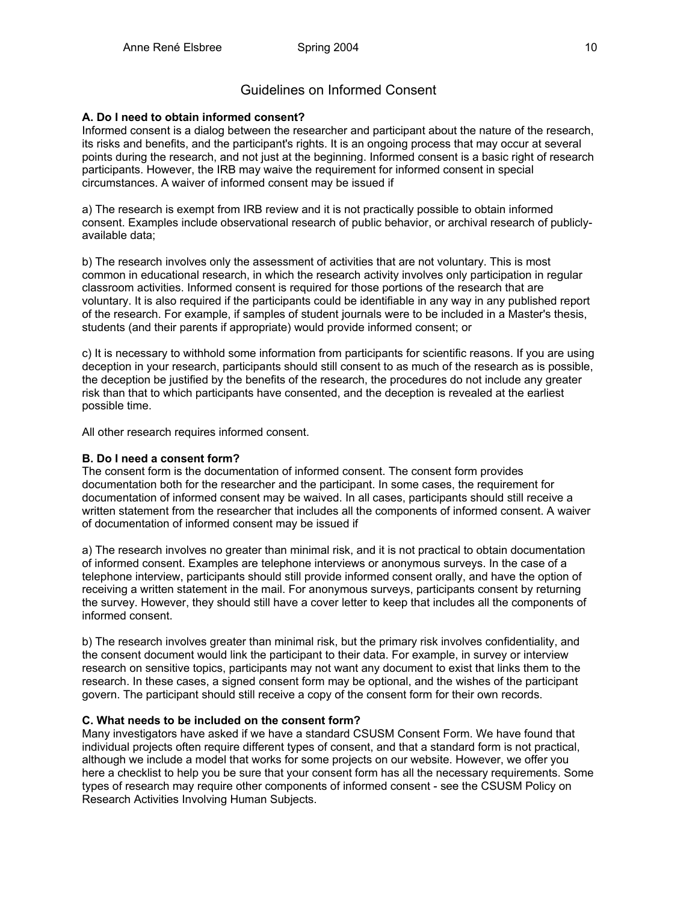# Guidelines on Informed Consent

**A. Do I need to obtain informed consent?**

Informed consent is a dialog between the researcher and participant about the nature of the research, its risks and benefits, and the participant's rights. It is an ongoing process that may occur at several points during the research, and not just at the beginning. Informed consent is a basic right of research participants. However, the IRB may waive the requirement for informed consent in special circumstances. A waiver of informed consent may be issued if

a) The research is exempt from IRB review and it is not practically possible to obtain informed consent. Examples include observational research of public behavior, or archival research of publicly-available data;

b) The research involves only the assessment of activities that are not voluntary. This is most common in educational research, in which the research activity involves only participation in regular classroom activities. Informed consent is required for those portions of the research that are voluntary. It is also required if the participants could be identifiable in any way in any published report of the research. For example, if samples of student journals were to be included in a Master's thesis, students (and their parents if appropriate) would provide informed consent; or

c) It is necessary to withhold some information from participants for scientific reasons. If you are using deception in your research, participants should still consent to as much of the research as is possible, the deception be justified by the benefits of the research, the procedures do not include any greater risk than that to which participants have consented, and the deception is revealed at the earliest possible time.

All other research requires informed consent.

**B. Do I need a consent form?**

The consent form is the documentation of informed consent. The consent form provides documentation both for the researcher and the participant. In some cases, the requirement for documentation of informed consent may be waived. In all cases, participants should still receive a written statement from the researcher that includes all the components of informed consent. A waiver of documentation of informed consent may be issued if

a) The research involves no greater than minimal risk, and it is not practical to obtain documentation of informed consent. Examples are telephone interviews or anonymous surveys. In the case of a telephone interview, participants should still provide informed consent orally, and have the option of receiving a written statement in the mail. For anonymous surveys, participants consent by returning the survey. However, they should still have a cover letter to keep that includes all the components of informed consent.

b) The research involves greater than minimal risk, but the primary risk involves confidentiality, and the consent document would link the participant to their data. For example, in survey or interview research on sensitive topics, participants may not want any document to exist that links them to the research. In these cases, a signed consent form may be optional, and the wishes of the participant govern. The participant should still receive a copy of the consent form for their own records.

**C. What needs to be included on the consent form?**

Many investigators have asked if we have a standard CSUSM Consent Form. We have found that individual projects often require different types of consent, and that a standard form is not practical, although we include a model that works for some projects on our website. However, we offer you here a checklist to help you be sure that your consent form has all the necessary requirements. Some types of research may require other components of informed consent - see the CSUSM Policy on Research Activities Involving Human Subjects.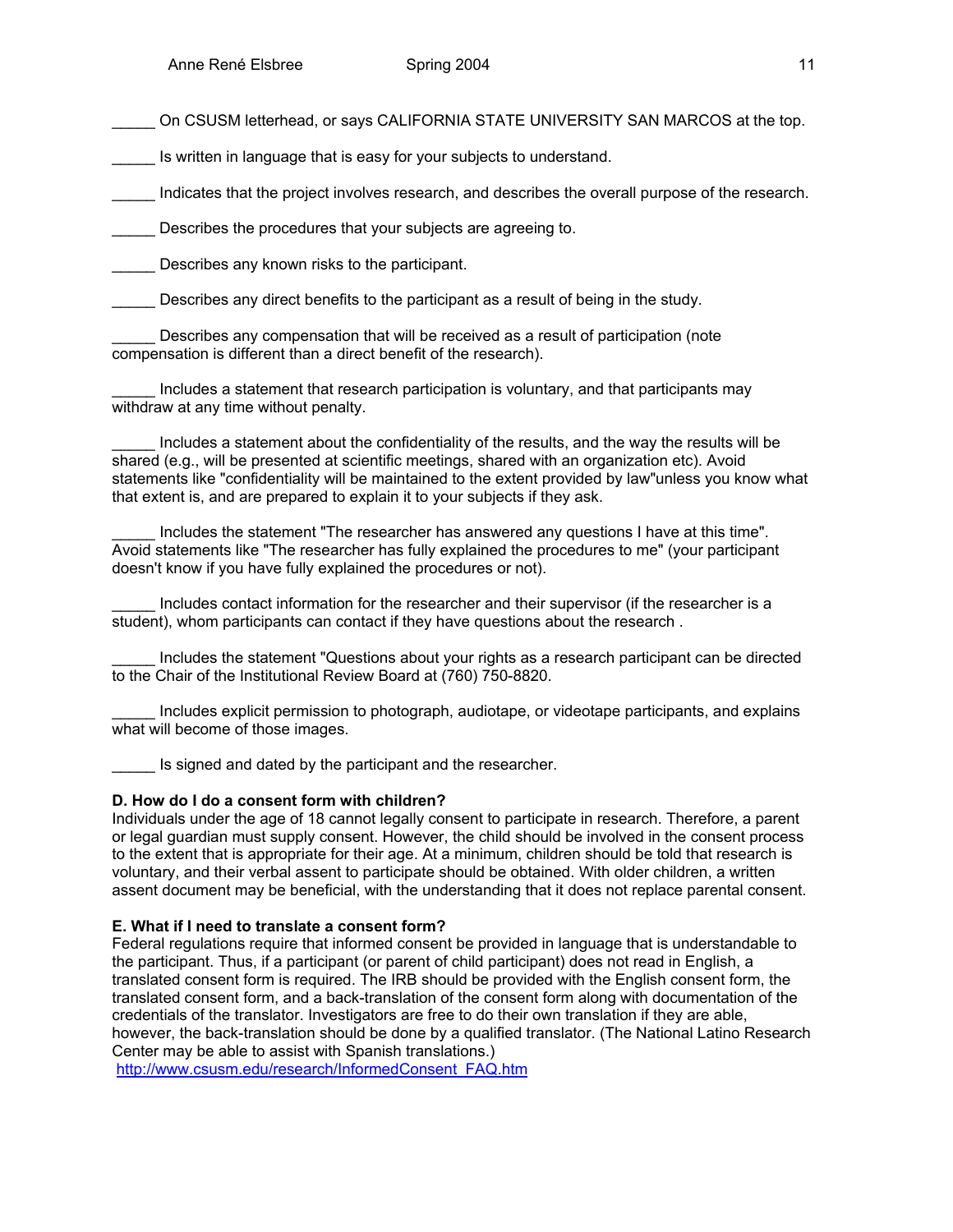_____ On CSUSM letterhead, or says CALIFORNIA STATE UNIVERSITY SAN MARCOS at the top.

_____ Is written in language that is easy for your subjects to understand.

_____ Indicates that the project involves research, and describes the overall purpose of the research.

_____ Describes the procedures that your subjects are agreeing to.

_____ Describes any known risks to the participant.

_____ Describes any direct benefits to the participant as a result of being in the study.

_____ Describes any compensation that will be received as a result of participation (note compensation is different than a direct benefit of the research).

_____ Includes a statement that research participation is voluntary, and that participants may withdraw at any time without penalty.

_____ Includes a statement about the confidentiality of the results, and the way the results will be shared (e.g., will be presented at scientific meetings, shared with an organization etc). Avoid statements like "confidentiality will be maintained to the extent provided by law"unless you know what that extent is, and are prepared to explain it to your subjects if they ask.

_____ Includes the statement "The researcher has answered any questions I have at this time". Avoid statements like "The researcher has fully explained the procedures to me" (your participant doesn't know if you have fully explained the procedures or not).

_____ Includes contact information for the researcher and their supervisor (if the researcher is a student), whom participants can contact if they have questions about the research .

_____ Includes the statement "Questions about your rights as a research participant can be directed to the Chair of the Institutional Review Board at (760) 750-8820.

_____ Includes explicit permission to photograph, audiotape, or videotape participants, and explains what will become of those images.

_____ Is signed and dated by the participant and the researcher.

**D. How do I do a consent form with children?**
Individuals under the age of 18 cannot legally consent to participate in research. Therefore, a parent or legal guardian must supply consent. However, the child should be involved in the consent process to the extent that is appropriate for their age. At a minimum, children should be told that research is voluntary, and their verbal assent to participate should be obtained. With older children, a written assent document may be beneficial, with the understanding that it does not replace parental consent.

**E. What if I need to translate a consent form?**
Federal regulations require that informed consent be provided in language that is understandable to the participant. Thus, if a participant (or parent of child participant) does not read in English, a translated consent form is required. The IRB should be provided with the English consent form, the translated consent form, and a back-translation of the consent form along with documentation of the credentials of the translator. Investigators are free to do their own translation if they are able, however, the back-translation should be done by a qualified translator. (The National Latino Research Center may be able to assist with Spanish translations.)
http://www.csusm.edu/research/InformedConsent_FAQ.htm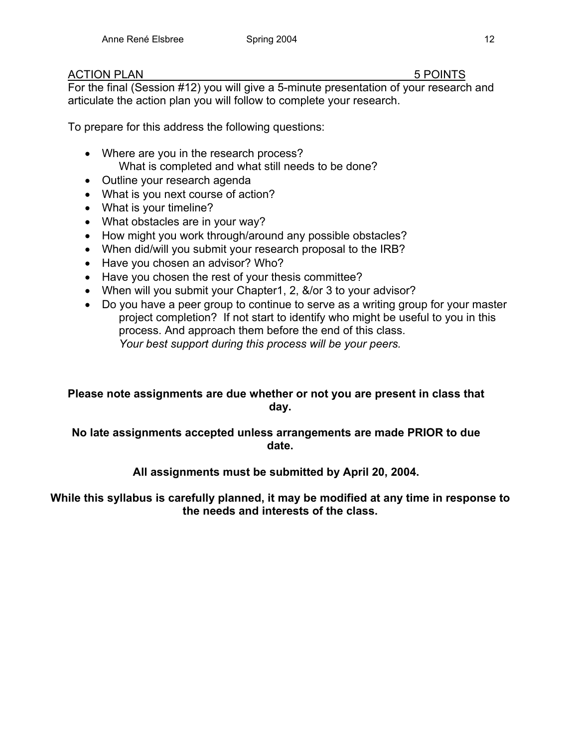## ACTION PLAN 5 POINTS

For the final (Session #12) you will give a 5-minute presentation of your research and articulate the action plan you will follow to complete your research.

To prepare for this address the following questions:

- Where are you in the research process?
  What is completed and what still needs to be done?
- Outline your research agenda
- What is you next course of action?
- What is your timeline?
- What obstacles are in your way?
- How might you work through/around any possible obstacles?
- When did/will you submit your research proposal to the IRB?
- Have you chosen an advisor? Who?
- Have you chosen the rest of your thesis committee?
- When will you submit your Chapter1, 2, &/or 3 to your advisor?
- Do you have a peer group to continue to serve as a writing group for your master project completion? If not start to identify who might be useful to you in this process. And approach them before the end of this class.
  *Your best support during this process will be your peers.*

**Please note assignments are due whether or not you are present in class that day.**

**No late assignments accepted unless arrangements are made PRIOR to due date.**

**All assignments must be submitted by April 20, 2004.**

**While this syllabus is carefully planned, it may be modified at any time in response to the needs and interests of the class.**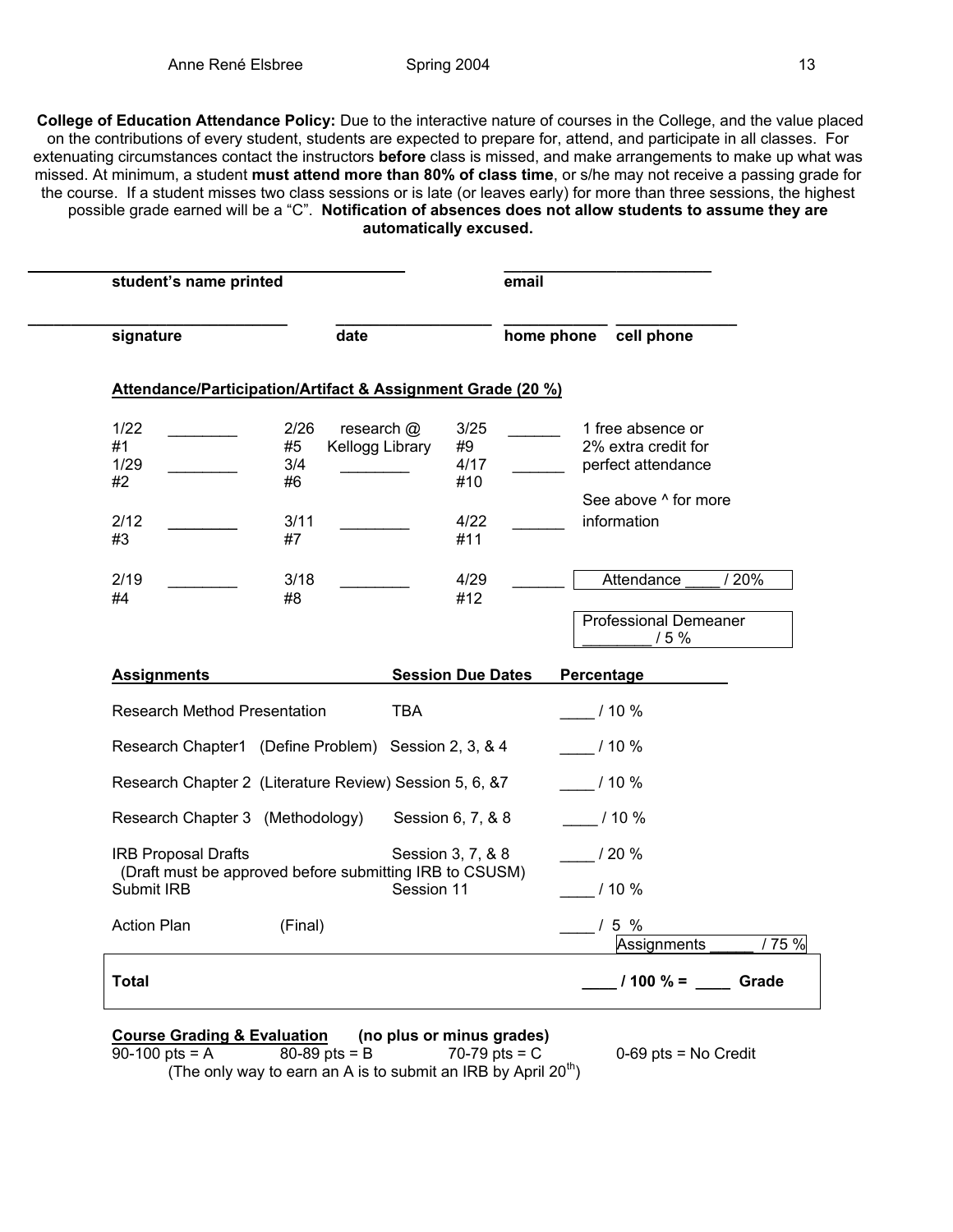**College of Education Attendance Policy:** Due to the interactive nature of courses in the College, and the value placed on the contributions of every student, students are expected to prepare for, attend, and participate in all classes. For extenuating circumstances contact the instructors **before** class is missed, and make arrangements to make up what was missed. At minimum, a student **must attend more than 80% of class time**, or s/he may not receive a passing grade for the course. If a student misses two class sessions or is late (or leaves early) for more than three sessions, the highest possible grade earned will be a "C". **Notification of absences does not allow students to assume they are automatically excused.**

**student's name printed** ______________________ **email** ______________________

**signature** ______________ **date** ______________ **home phone** ______________ **cell phone** ______________

**Attendance/Participation/Artifact & Assignment Grade (20 %)**

| Date | | Date | | Date | | |
|---|---|---|---|---|---|---|
| 1/22 #1 | ________ | 2/26 #5 | research @ Kellogg Library | 3/25 #9 | ______ | 1 free absence or 2% extra credit for perfect attendance |
| 1/29 #2 | ________ | 3/4 #6 | ________ | 4/17 #10 | ______ | See above ^ for more information |
| 2/12 #3 | ________ | 3/11 #7 | ________ | 4/22 #11 | ______ | |
| 2/19 #4 | ________ | 3/18 #8 | ________ | 4/29 #12 | ______ | Attendance ____ / 20% |
| | | | | | | Professional Demeaner ________ / 5 % |

| **Assignments** | **Session Due Dates** | **Percentage** |
|---|---|---|
| Research Method Presentation | TBA | ____ / 10 % |
| Research Chapter1 (Define Problem) | Session 2, 3, & 4 | ____ / 10 % |
| Research Chapter 2 (Literature Review) | Session 5, 6, &7 | ____ / 10 % |
| Research Chapter 3 (Methodology) | Session 6, 7, & 8 | ____ / 10 % |
| IRB Proposal Drafts (Draft must be approved before submitting IRB to CSUSM) | Session 3, 7, & 8 | ____ / 20 % |
| Submit IRB | Session 11 | ____ / 10 % |
| Action Plan (Final) | | ____ / 5 % |
| | | Assignments _____ / 75 % |
| **Total** | | **____ / 100 % = ____ Grade** |

**Course Grading & Evaluation** **(no plus or minus grades)**

90-100 pts = A 80-89 pts = B 70-79 pts = C 0-69 pts = No Credit

(The only way to earn an A is to submit an IRB by April 20th)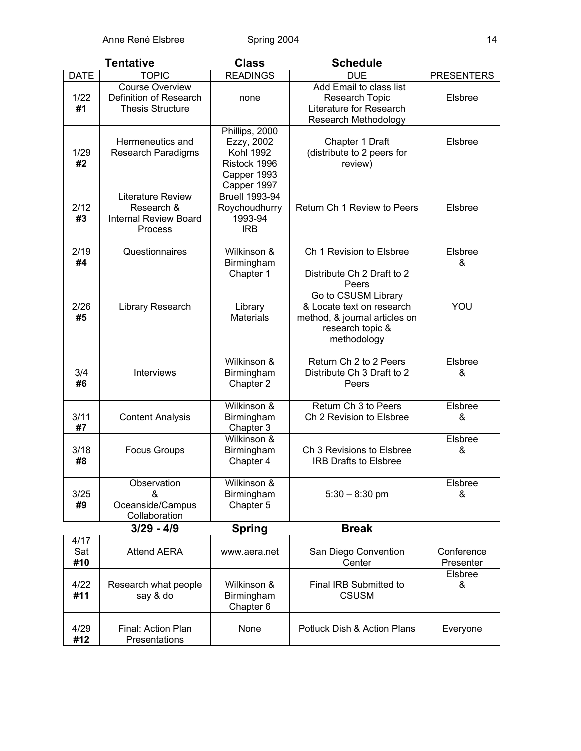## Tentative Class Schedule

| DATE | TOPIC | READINGS | DUE | PRESENTERS |
|---|---|---|---|---|
| 1/22 **#1** | Course Overview Definition of Research Thesis Structure | none | Add Email to class list Research Topic Literature for Research Research Methodology | Elsbree |
| 1/29 **#2** | Hermeneutics and Research Paradigms | Phillips, 2000 Ezzy, 2002 Kohl 1992 Ristock 1996 Capper 1993 Capper 1997 | Chapter 1 Draft (distribute to 2 peers for review) | Elsbree |
| 2/12 **#3** | Literature Review Research & Internal Review Board Process | Bruell 1993-94 Roychoudhurry 1993-94 IRB | Return Ch 1 Review to Peers | Elsbree |
| 2/19 **#4** | Questionnaires | Wilkinson & Birmingham Chapter 1 | Ch 1 Revision to Elsbree<br><br>Distribute Ch 2 Draft to 2 Peers | Elsbree & |
| 2/26 **#5** | Library Research | Library Materials | Go to CSUSM Library & Locate text on research method, & journal articles on research topic & methodology | YOU |
| 3/4 **#6** | Interviews | Wilkinson & Birmingham Chapter 2 | Return Ch 2 to 2 Peers Distribute Ch 3 Draft to 2 Peers | Elsbree & |
| 3/11 **#7** | Content Analysis | Wilkinson & Birmingham Chapter 3 | Return Ch 3 to Peers Ch 2 Revision to Elsbree | Elsbree & |
| 3/18 **#8** | Focus Groups | Wilkinson & Birmingham Chapter 4 | Ch 3 Revisions to Elsbree IRB Drafts to Elsbree | Elsbree & |
| 3/25 **#9** | Observation & Oceanside/Campus Collaboration | Wilkinson & Birmingham Chapter 5 | 5:30 – 8:30 pm | Elsbree & |
| | **3/29 - 4/9** | **Spring** | **Break** | |
| 4/17 Sat **#10** | Attend AERA | www.aera.net | San Diego Convention Center | Conference Presenter |
| 4/22 **#11** | Research what people say & do | Wilkinson & Birmingham Chapter 6 | Final IRB Submitted to CSUSM | Elsbree & |
| 4/29 **#12** | Final: Action Plan Presentations | None | Potluck Dish & Action Plans | Everyone |